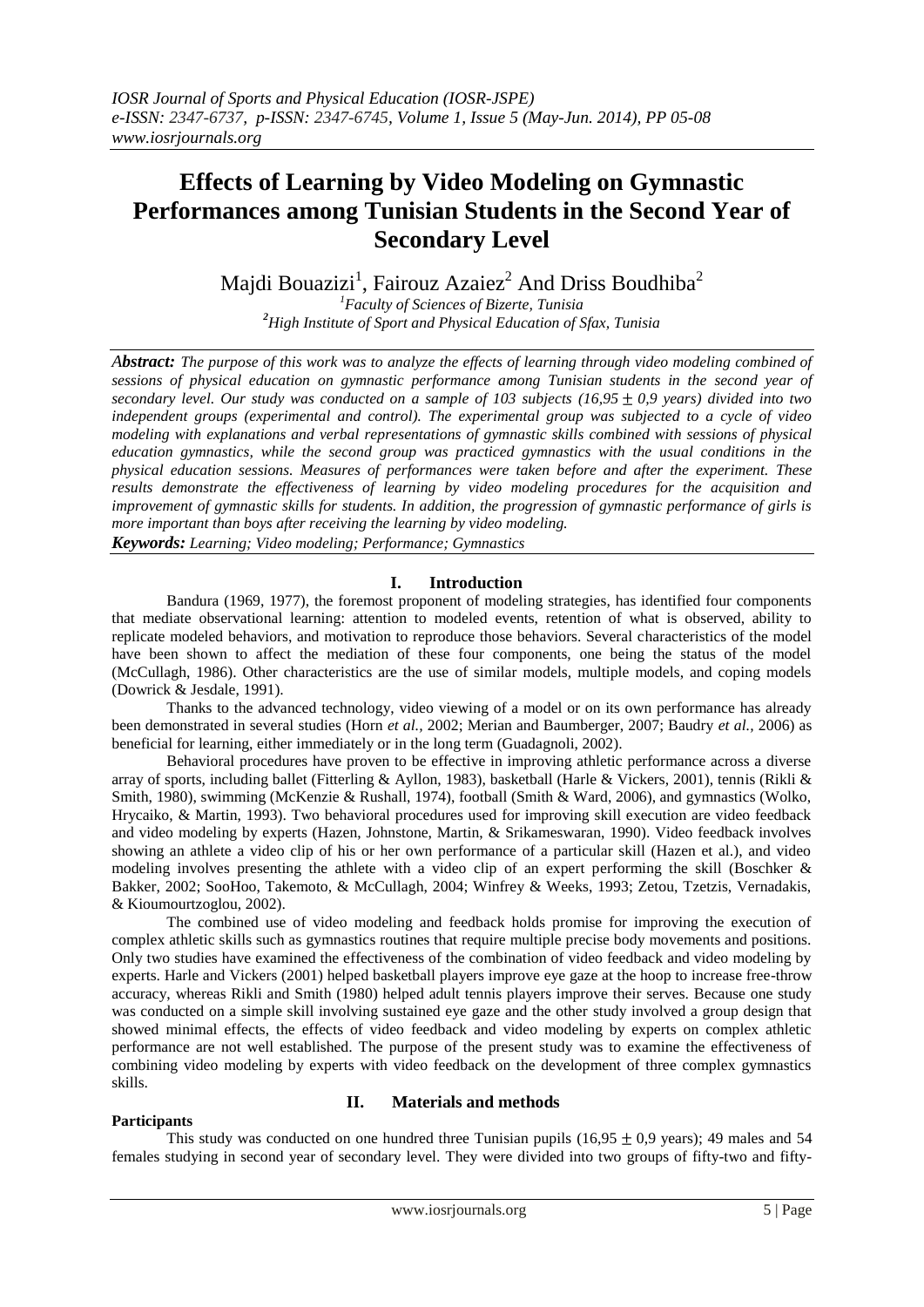# Effects of Learning by Video Modeling on Gymnastic Performances among Tunisian Students in the Second Year of Secondary Level

Majdi Bouazizi[1], Fairouz Azaiez[2] And Driss Boudhiba[2]

[1]*Faculty of Sciences of Bizerte, Tunisia*
[2]*High Institute of Sport and Physical Education of Sfax, Tunisia*

***Abstract:*** *The purpose of this work was to analyze the effects of learning through video modeling combined of sessions of physical education on gymnastic performance among Tunisian students in the second year of secondary level. Our study was conducted on a sample of 103 subjects (16,95 ± 0,9 years) divided into two independent groups (experimental and control). The experimental group was subjected to a cycle of video modeling with explanations and verbal representations of gymnastic skills combined with sessions of physical education gymnastics, while the second group was practiced gymnastics with the usual conditions in the physical education sessions. Measures of performances were taken before and after the experiment. These results demonstrate the effectiveness of learning by video modeling procedures for the acquisition and improvement of gymnastic skills for students. In addition, the progression of gymnastic performance of girls is more important than boys after receiving the learning by video modeling.*

***Keywords:*** *Learning; Video modeling; Performance; Gymnastics*

## I. Introduction

Bandura (1969, 1977), the foremost proponent of modeling strategies, has identified four components that mediate observational learning: attention to modeled events, retention of what is observed, ability to replicate modeled behaviors, and motivation to reproduce those behaviors. Several characteristics of the model have been shown to affect the mediation of these four components, one being the status of the model (McCullagh, 1986). Other characteristics are the use of similar models, multiple models, and coping models (Dowrick & Jesdale, 1991).

Thanks to the advanced technology, video viewing of a model or on its own performance has already been demonstrated in several studies (Horn *et al.*, 2002; Merian and Baumberger, 2007; Baudry *et al.*, 2006) as beneficial for learning, either immediately or in the long term (Guadagnoli, 2002).

Behavioral procedures have proven to be effective in improving athletic performance across a diverse array of sports, including ballet (Fitterling & Ayllon, 1983), basketball (Harle & Vickers, 2001), tennis (Rikli & Smith, 1980), swimming (McKenzie & Rushall, 1974), football (Smith & Ward, 2006), and gymnastics (Wolko, Hrycaiko, & Martin, 1993). Two behavioral procedures used for improving skill execution are video feedback and video modeling by experts (Hazen, Johnstone, Martin, & Srikameswaran, 1990). Video feedback involves showing an athlete a video clip of his or her own performance of a particular skill (Hazen et al.), and video modeling involves presenting the athlete with a video clip of an expert performing the skill (Boschker & Bakker, 2002; SooHoo, Takemoto, & McCullagh, 2004; Winfrey & Weeks, 1993; Zetou, Tzetzis, Vernadakis, & Kioumourtzoglou, 2002).

The combined use of video modeling and feedback holds promise for improving the execution of complex athletic skills such as gymnastics routines that require multiple precise body movements and positions. Only two studies have examined the effectiveness of the combination of video feedback and video modeling by experts. Harle and Vickers (2001) helped basketball players improve eye gaze at the hoop to increase free-throw accuracy, whereas Rikli and Smith (1980) helped adult tennis players improve their serves. Because one study was conducted on a simple skill involving sustained eye gaze and the other study involved a group design that showed minimal effects, the effects of video feedback and video modeling by experts on complex athletic performance are not well established. The purpose of the present study was to examine the effectiveness of combining video modeling by experts with video feedback on the development of three complex gymnastics skills.

## II. Materials and methods

**Participants**

This study was conducted on one hundred three Tunisian pupils (16,95 ± 0,9 years); 49 males and 54 females studying in second year of secondary level. They were divided into two groups of fifty-two and fifty-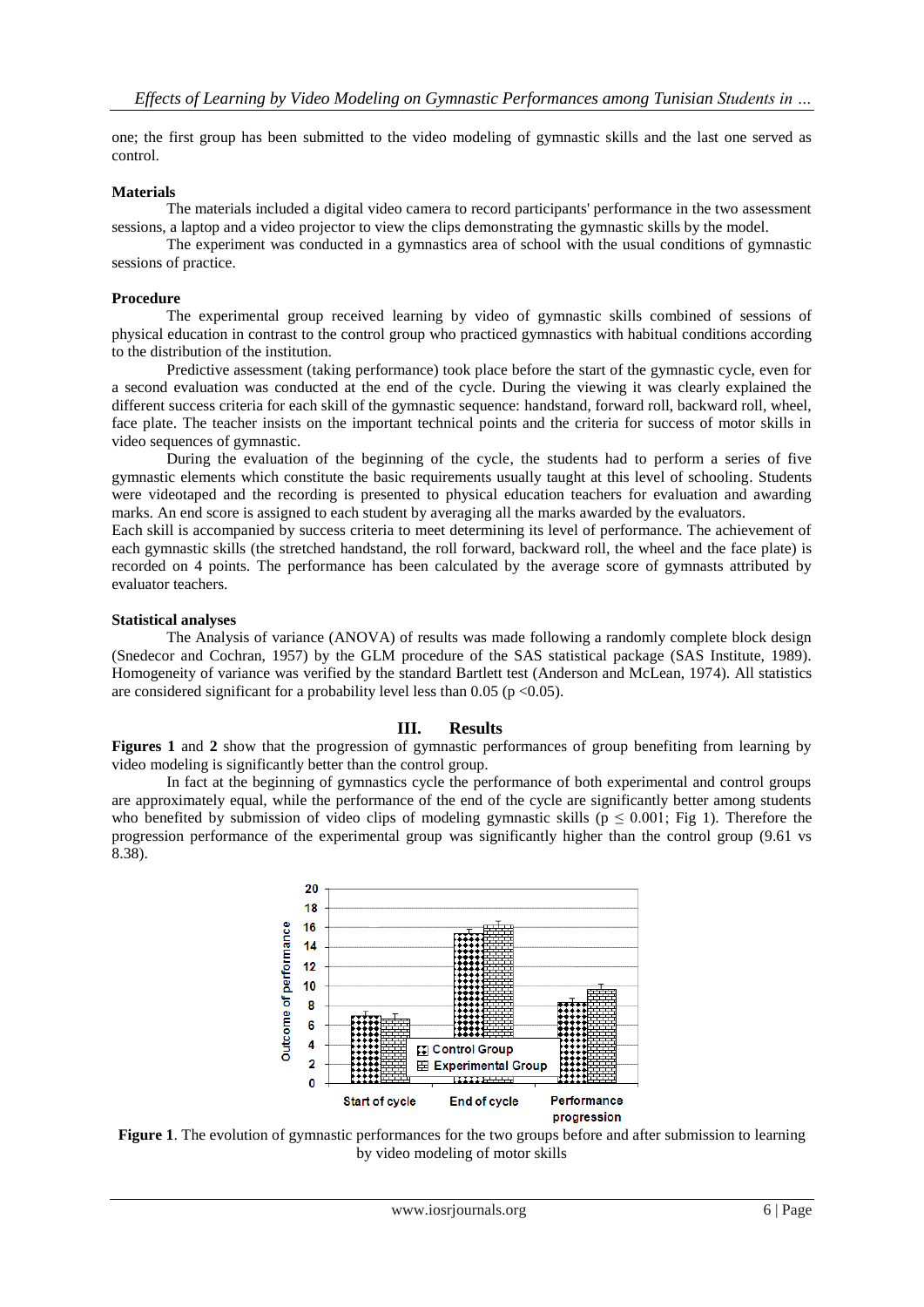one; the first group has been submitted to the video modeling of gymnastic skills and the last one served as control.

**Materials**

The materials included a digital video camera to record participants' performance in the two assessment sessions, a laptop and a video projector to view the clips demonstrating the gymnastic skills by the model.

The experiment was conducted in a gymnastics area of school with the usual conditions of gymnastic sessions of practice.

**Procedure**

The experimental group received learning by video of gymnastic skills combined of sessions of physical education in contrast to the control group who practiced gymnastics with habitual conditions according to the distribution of the institution.

Predictive assessment (taking performance) took place before the start of the gymnastic cycle, even for a second evaluation was conducted at the end of the cycle. During the viewing it was clearly explained the different success criteria for each skill of the gymnastic sequence: handstand, forward roll, backward roll, wheel, face plate. The teacher insists on the important technical points and the criteria for success of motor skills in video sequences of gymnastic.

During the evaluation of the beginning of the cycle, the students had to perform a series of five gymnastic elements which constitute the basic requirements usually taught at this level of schooling. Students were videotaped and the recording is presented to physical education teachers for evaluation and awarding marks. An end score is assigned to each student by averaging all the marks awarded by the evaluators.

Each skill is accompanied by success criteria to meet determining its level of performance. The achievement of each gymnastic skills (the stretched handstand, the roll forward, backward roll, the wheel and the face plate) is recorded on 4 points. The performance has been calculated by the average score of gymnasts attributed by evaluator teachers.

**Statistical analyses**

The Analysis of variance (ANOVA) of results was made following a randomly complete block design (Snedecor and Cochran, 1957) by the GLM procedure of the SAS statistical package (SAS Institute, 1989). Homogeneity of variance was verified by the standard Bartlett test (Anderson and McLean, 1974). All statistics are considered significant for a probability level less than 0.05 ($p < 0.05$).

## III. Results

**Figures 1** and **2** show that the progression of gymnastic performances of group benefiting from learning by video modeling is significantly better than the control group.

In fact at the beginning of gymnastics cycle the performance of both experimental and control groups are approximately equal, while the performance of the end of the cycle are significantly better among students who benefited by submission of video clips of modeling gymnastic skills ($p \leq 0.001$; Fig 1). Therefore the progression performance of the experimental group was significantly higher than the control group (9.61 vs 8.38).

**Figure 1**. The evolution of gymnastic performances for the two groups before and after submission to learning by video modeling of motor skills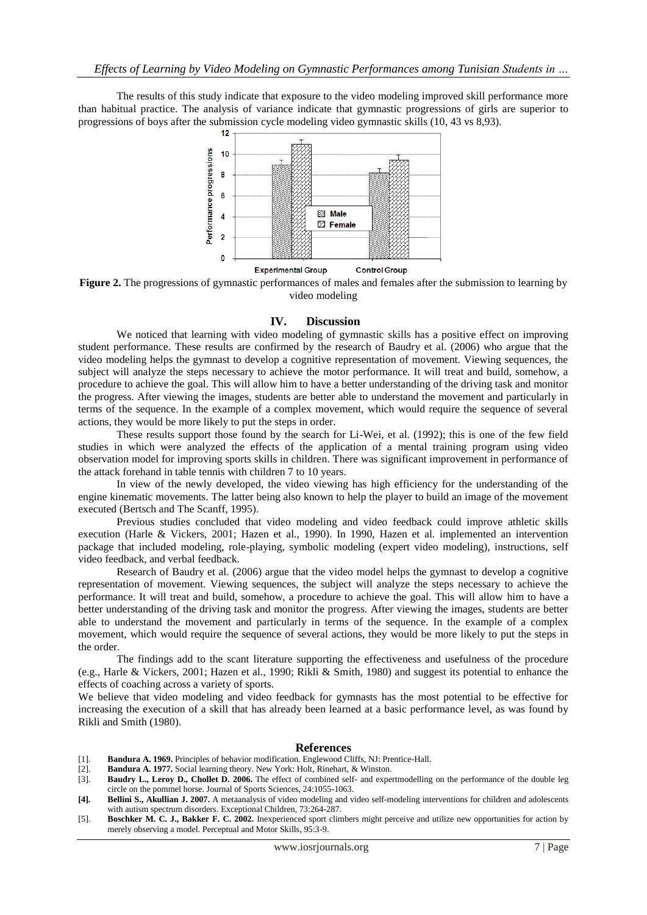The results of this study indicate that exposure to the video modeling improved skill performance more than habitual practice. The analysis of variance indicate that gymnastic progressions of girls are superior to progressions of boys after the submission cycle modeling video gymnastic skills (10, 43 vs 8,93).

**Figure 2.** The progressions of gymnastic performances of males and females after the submission to learning by video modeling

## IV. Discussion

We noticed that learning with video modeling of gymnastic skills has a positive effect on improving student performance. These results are confirmed by the research of Baudry et al. (2006) who argue that the video modeling helps the gymnast to develop a cognitive representation of movement. Viewing sequences, the subject will analyze the steps necessary to achieve the motor performance. It will treat and build, somehow, a procedure to achieve the goal. This will allow him to have a better understanding of the driving task and monitor the progress. After viewing the images, students are better able to understand the movement and particularly in terms of the sequence. In the example of a complex movement, which would require the sequence of several actions, they would be more likely to put the steps in order.

These results support those found by the search for Li-Wei, et al. (1992); this is one of the few field studies in which were analyzed the effects of the application of a mental training program using video observation model for improving sports skills in children. There was significant improvement in performance of the attack forehand in table tennis with children 7 to 10 years.

In view of the newly developed, the video viewing has high efficiency for the understanding of the engine kinematic movements. The latter being also known to help the player to build an image of the movement executed (Bertsch and The Scanff, 1995).

Previous studies concluded that video modeling and video feedback could improve athletic skills execution (Harle & Vickers, 2001; Hazen et al., 1990). In 1990, Hazen et al. implemented an intervention package that included modeling, role-playing, symbolic modeling (expert video modeling), instructions, self video feedback, and verbal feedback.

Research of Baudry et al. (2006) argue that the video model helps the gymnast to develop a cognitive representation of movement. Viewing sequences, the subject will analyze the steps necessary to achieve the performance. It will treat and build, somehow, a procedure to achieve the goal. This will allow him to have a better understanding of the driving task and monitor the progress. After viewing the images, students are better able to understand the movement and particularly in terms of the sequence. In the example of a complex movement, which would require the sequence of several actions, they would be more likely to put the steps in the order.

The findings add to the scant literature supporting the effectiveness and usefulness of the procedure (e.g., Harle & Vickers, 2001; Hazen et al., 1990; Rikli & Smith, 1980) and suggest its potential to enhance the effects of coaching across a variety of sports.

We believe that video modeling and video feedback for gymnasts has the most potential to be effective for increasing the execution of a skill that has already been learned at a basic performance level, as was found by Rikli and Smith (1980).

## References

[1]. **Bandura A. 1969.** Principles of behavior modification. Englewood Cliffs, NJ: Prentice-Hall.

[2]. **Bandura A. 1977.** Social learning theory. New York: Holt, Rinehart, & Winston.

[3]. **Baudry L., Leroy D., Chollet D. 2006.** The effect of combined self- and expertmodelling on the performance of the double leg circle on the pommel horse. Journal of Sports Sciences, 24:1055-1063.

**[4]. Bellini S., Akullian J. 2007.** A metaanalysis of video modeling and video self-modeling interventions for children and adolescents with autism spectrum disorders. Exceptional Children, 73:264-287.

[5]. **Boschker M. C. J., Bakker F. C. 2002.** Inexperienced sport climbers might perceive and utilize new opportunities for action by merely observing a model. Perceptual and Motor Skills, 95:3-9.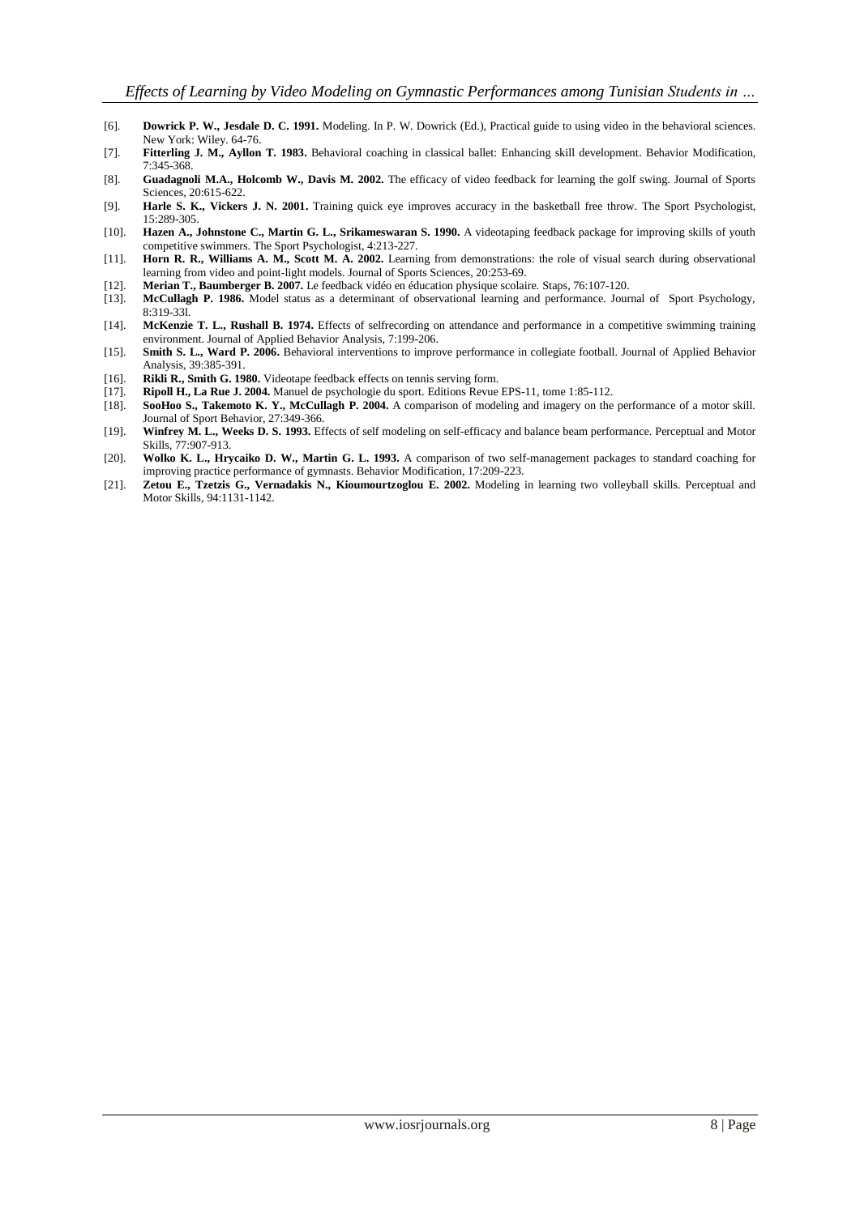[6]. **Dowrick P. W., Jesdale D. C. 1991.** Modeling. In P. W. Dowrick (Ed.), Practical guide to using video in the behavioral sciences. New York: Wiley. 64-76.

[7]. **Fitterling J. M., Ayllon T. 1983.** Behavioral coaching in classical ballet: Enhancing skill development. Behavior Modification, 7:345-368.

[8]. **Guadagnoli M.A., Holcomb W., Davis M. 2002.** The efficacy of video feedback for learning the golf swing. Journal of Sports Sciences, 20:615-622.

[9]. **Harle S. K., Vickers J. N. 2001.** Training quick eye improves accuracy in the basketball free throw. The Sport Psychologist, 15:289-305.

[10]. **Hazen A., Johnstone C., Martin G. L., Srikameswaran S. 1990.** A videotaping feedback package for improving skills of youth competitive swimmers. The Sport Psychologist, 4:213-227.

[11]. **Horn R. R., Williams A. M., Scott M. A. 2002.** Learning from demonstrations: the role of visual search during observational learning from video and point-light models. Journal of Sports Sciences, 20:253-69.

[12]. **Merian T., Baumberger B. 2007.** Le feedback vidéo en éducation physique scolaire. Staps, 76:107-120.

[13]. **McCullagh P. 1986.** Model status as a determinant of observational learning and performance. Journal of Sport Psychology, 8:319-33l.

[14]. **McKenzie T. L., Rushall B. 1974.** Effects of selfrecording on attendance and performance in a competitive swimming training environment. Journal of Applied Behavior Analysis, 7:199-206.

[15]. **Smith S. L., Ward P. 2006.** Behavioral interventions to improve performance in collegiate football. Journal of Applied Behavior Analysis, 39:385-391.

[16]. **Rikli R., Smith G. 1980.** Videotape feedback effects on tennis serving form.

[17]. **Ripoll H., La Rue J. 2004.** Manuel de psychologie du sport. Editions Revue EPS-11, tome 1:85-112.

[18]. **SooHoo S., Takemoto K. Y., McCullagh P. 2004.** A comparison of modeling and imagery on the performance of a motor skill. Journal of Sport Behavior, 27:349-366.

[19]. **Winfrey M. L., Weeks D. S. 1993.** Effects of self modeling on self-efficacy and balance beam performance. Perceptual and Motor Skills, 77:907-913.

[20]. **Wolko K. L., Hrycaiko D. W., Martin G. L. 1993.** A comparison of two self-management packages to standard coaching for improving practice performance of gymnasts. Behavior Modification, 17:209-223.

[21]. **Zetou E., Tzetzis G., Vernadakis N., Kioumourtzoglou E. 2002.** Modeling in learning two volleyball skills. Perceptual and Motor Skills, 94:1131-1142.